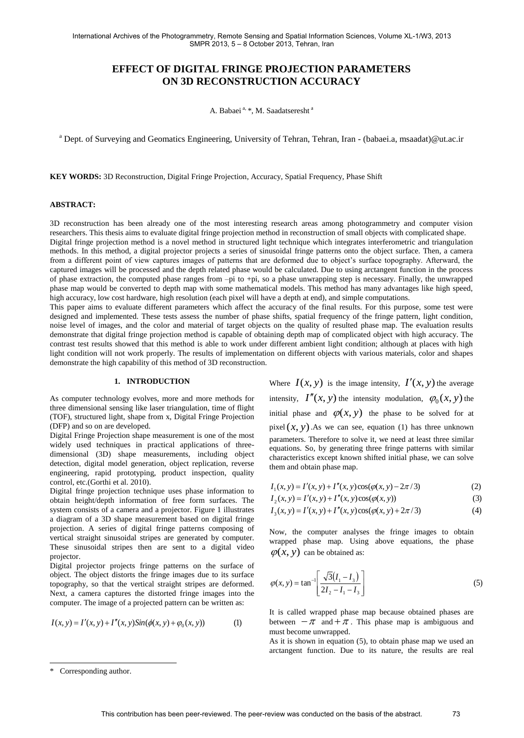# EFFECT OF DIGITAL FRINGE PROJECTION PARAMETERS ON 3D RECONSTRUCTION ACCURACY

A. Babaei [a, *], M. Saadatseresht [a]

[a] Dept. of Surveying and Geomatics Engineering, University of Tehran, Tehran, Iran - (babaei.a, msaadat)@ut.ac.ir

**KEY WORDS:** 3D Reconstruction, Digital Fringe Projection, Accuracy, Spatial Frequency, Phase Shift

## ABSTRACT:

3D reconstruction has been already one of the most interesting research areas among photogrammetry and computer vision researchers. This thesis aims to evaluate digital fringe projection method in reconstruction of small objects with complicated shape. Digital fringe projection method is a novel method in structured light technique which integrates interferometric and triangulation methods. In this method, a digital projector projects a series of sinusoidal fringe patterns onto the object surface. Then, a camera from a different point of view captures images of patterns that are deformed due to object's surface topography. Afterward, the captured images will be processed and the depth related phase would be calculated. Due to using arctangent function in the process of phase extraction, the computed phase ranges from –pi to +pi, so a phase unwrapping step is necessary. Finally, the unwrapped phase map would be converted to depth map with some mathematical models. This method has many advantages like high speed, high accuracy, low cost hardware, high resolution (each pixel will have a depth at end), and simple computations.

This paper aims to evaluate different parameters which affect the accuracy of the final results. For this purpose, some test were designed and implemented. These tests assess the number of phase shifts, spatial frequency of the fringe pattern, light condition, noise level of images, and the color and material of target objects on the quality of resulted phase map. The evaluation results demonstrate that digital fringe projection method is capable of obtaining depth map of complicated object with high accuracy. The contrast test results showed that this method is able to work under different ambient light condition; although at places with high light condition will not work properly. The results of implementation on different objects with various materials, color and shapes demonstrate the high capability of this method of 3D reconstruction.

## 1. INTRODUCTION

As computer technology evolves, more and more methods for three dimensional sensing like laser triangulation, time of flight (TOF), structured light, shape from x, Digital Fringe Projection (DFP) and so on are developed.

Digital Fringe Projection shape measurement is one of the most widely used techniques in practical applications of three-dimensional (3D) shape measurements, including object detection, digital model generation, object replication, reverse engineering, rapid prototyping, product inspection, quality control, etc.(Gorthi et al. 2010).

Digital fringe projection technique uses phase information to obtain height/depth information of free form surfaces. The system consists of a camera and a projector. Figure 1 illustrates a diagram of a 3D shape measurement based on digital fringe projection. A series of digital fringe patterns composing of vertical straight sinusoidal stripes are generated by computer. These sinusoidal stripes then are sent to a digital video projector.

Digital projector projects fringe patterns on the surface of object. The object distorts the fringe images due to its surface topography, so that the vertical straight stripes are deformed. Next, a camera captures the distorted fringe images into the computer. The image of a projected pattern can be written as:

$$I(x,y) = I'(x,y) + I''(x,y)Sin(\phi(x,y) + \varphi_0(x,y)) \tag{1}$$

Where $I(x,y)$ is the image intensity, $I'(x,y)$ the average intensity, $I''(x,y)$ the intensity modulation, $\varphi_0(x,y)$ the initial phase and $\varphi(x,y)$ the phase to be solved for at pixel $(x,y)$. As we can see, equation (1) has three unknown parameters. Therefore to solve it, we need at least three similar equations. So, by generating three fringe patterns with similar characteristics except known shifted initial phase, we can solve them and obtain phase map.

$$I_1(x,y) = I'(x,y) + I''(x,y)\cos(\varphi(x,y) - 2\pi/3) \tag{2}$$

$$I_2(x,y) = I'(x,y) + I''(x,y)\cos(\varphi(x,y)) \tag{3}$$

$$I_3(x,y) = I'(x,y) + I''(x,y)\cos(\varphi(x,y) + 2\pi/3) \tag{4}$$

Now, the computer analyses the fringe images to obtain wrapped phase map. Using above equations, the phase $\varphi(x,y)$ can be obtained as:

$$\varphi(x,y) = \tan^{-1}\left[\frac{\sqrt{3}(I_1 - I_3)}{2I_2 - I_1 - I_3}\right] \tag{5}$$

It is called wrapped phase map because obtained phases are between $-\pi$ and $+\pi$. This phase map is ambiguous and must become unwrapped.

As it is shown in equation (5), to obtain phase map we used an arctangent function. Due to its nature, the results are real

\* Corresponding author.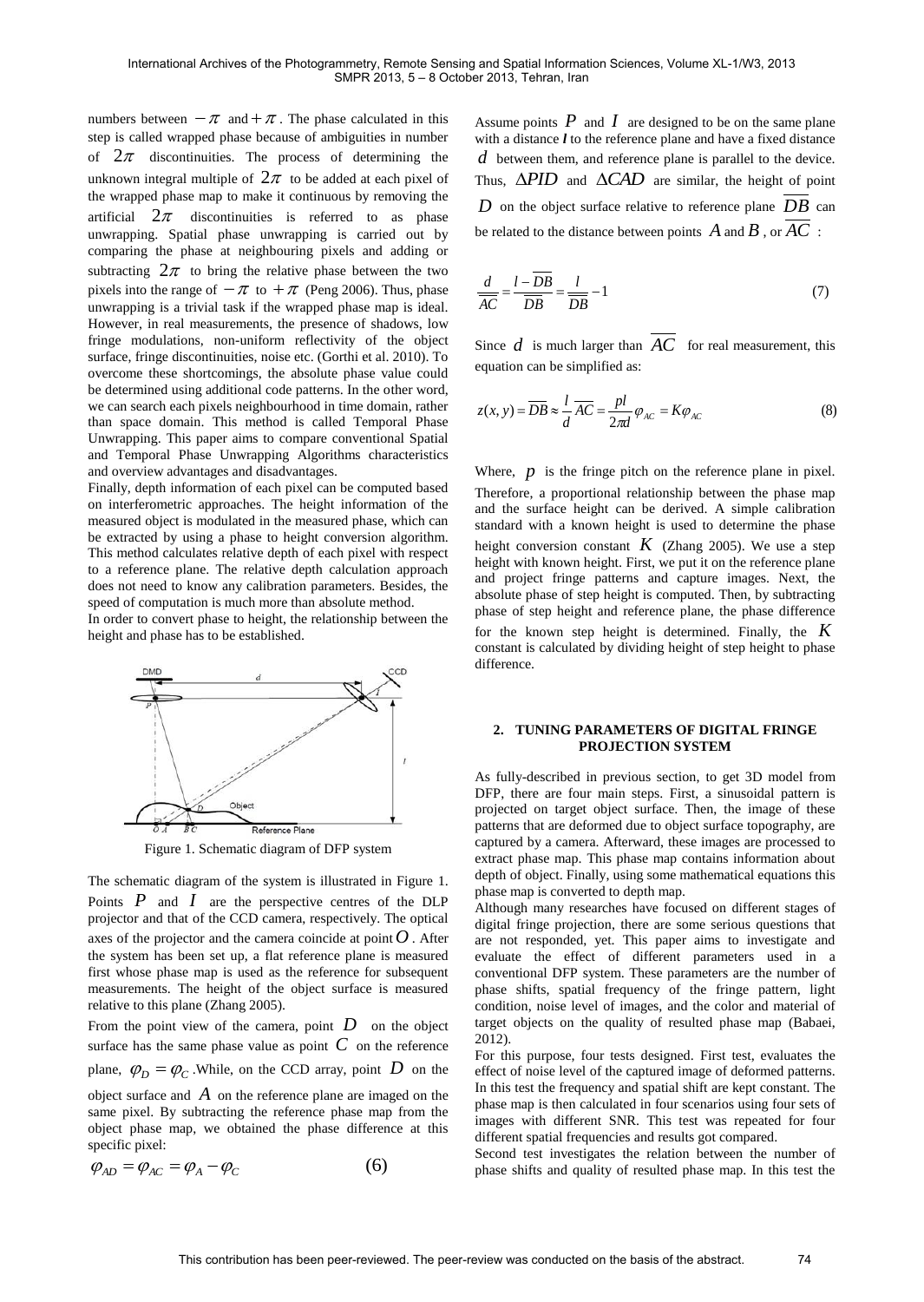numbers between $-\pi$ and $+\pi$. The phase calculated in this step is called wrapped phase because of ambiguities in number of $2\pi$ discontinuities. The process of determining the unknown integral multiple of $2\pi$ to be added at each pixel of the wrapped phase map to make it continuous by removing the artificial $2\pi$ discontinuities is referred to as phase unwrapping. Spatial phase unwrapping is carried out by comparing the phase at neighbouring pixels and adding or subtracting $2\pi$ to bring the relative phase between the two pixels into the range of $-\pi$ to $+\pi$ (Peng 2006). Thus, phase unwrapping is a trivial task if the wrapped phase map is ideal. However, in real measurements, the presence of shadows, low fringe modulations, non-uniform reflectivity of the object surface, fringe discontinuities, noise etc. (Gorthi et al. 2010). To overcome these shortcomings, the absolute phase value could be determined using additional code patterns. In the other word, we can search each pixels neighbourhood in time domain, rather than space domain. This method is called Temporal Phase Unwrapping. This paper aims to compare conventional Spatial and Temporal Phase Unwrapping Algorithms characteristics and overview advantages and disadvantages.

Finally, depth information of each pixel can be computed based on interferometric approaches. The height information of the measured object is modulated in the measured phase, which can be extracted by using a phase to height conversion algorithm. This method calculates relative depth of each pixel with respect to a reference plane. The relative depth calculation approach does not need to know any calibration parameters. Besides, the speed of computation is much more than absolute method.

In order to convert phase to height, the relationship between the height and phase has to be established.

Figure 1. Schematic diagram of DFP system

The schematic diagram of the system is illustrated in Figure 1. Points $P$ and $I$ are the perspective centres of the DLP projector and that of the CCD camera, respectively. The optical axes of the projector and the camera coincide at point $O$. After the system has been set up, a flat reference plane is measured first whose phase map is used as the reference for subsequent measurements. The height of the object surface is measured relative to this plane (Zhang 2005).

From the point view of the camera, point $D$ on the object surface has the same phase value as point $C$ on the reference plane, $\varphi_D = \varphi_C$. While, on the CCD array, point $D$ on the object surface and $A$ on the reference plane are imaged on the same pixel. By subtracting the reference phase map from the object phase map, we obtained the phase difference at this specific pixel:

$$\varphi_{AD} = \varphi_{AC} = \varphi_A - \varphi_C \tag{6}$$

Assume points $P$ and $I$ are designed to be on the same plane with a distance $l$ to the reference plane and have a fixed distance $d$ between them, and reference plane is parallel to the device. Thus, $\Delta PID$ and $\Delta CAD$ are similar, the height of point $D$ on the object surface relative to reference plane $\overline{DB}$ can be related to the distance between points $A$ and $B$, or $\overline{AC}$:

$$\frac{d}{\overline{AC}} = \frac{l - \overline{DB}}{\overline{DB}} = \frac{l}{\overline{DB}} - 1 \tag{7}$$

Since $d$ is much larger than $\overline{AC}$ for real measurement, this equation can be simplified as:

$$z(x, y) = \overline{DB} \approx \frac{l}{d}\overline{AC} = \frac{pl}{2\pi d}\varphi_{AC} = K\varphi_{AC} \tag{8}$$

Where, $p$ is the fringe pitch on the reference plane in pixel. Therefore, a proportional relationship between the phase map and the surface height can be derived. A simple calibration standard with a known height is used to determine the phase height conversion constant $K$ (Zhang 2005). We use a step height with known height. First, we put it on the reference plane and project fringe patterns and capture images. Next, the absolute phase of step height is computed. Then, by subtracting phase of step height and reference plane, the phase difference for the known step height is determined. Finally, the $K$ constant is calculated by dividing height of step height to phase difference.

## 2. TUNING PARAMETERS OF DIGITAL FRINGE PROJECTION SYSTEM

As fully-described in previous section, to get 3D model from DFP, there are four main steps. First, a sinusoidal pattern is projected on target object surface. Then, the image of these patterns that are deformed due to object surface topography, are captured by a camera. Afterward, these images are processed to extract phase map. This phase map contains information about depth of object. Finally, using some mathematical equations this phase map is converted to depth map.

Although many researches have focused on different stages of digital fringe projection, there are some serious questions that are not responded, yet. This paper aims to investigate and evaluate the effect of different parameters used in a conventional DFP system. These parameters are the number of phase shifts, spatial frequency of the fringe pattern, light condition, noise level of images, and the color and material of target objects on the quality of resulted phase map (Babaei, 2012).

For this purpose, four tests designed. First test, evaluates the effect of noise level of the captured image of deformed patterns. In this test the frequency and spatial shift are kept constant. The phase map is then calculated in four scenarios using four sets of images with different SNR. This test was repeated for four different spatial frequencies and results got compared.

Second test investigates the relation between the number of phase shifts and quality of resulted phase map. In this test the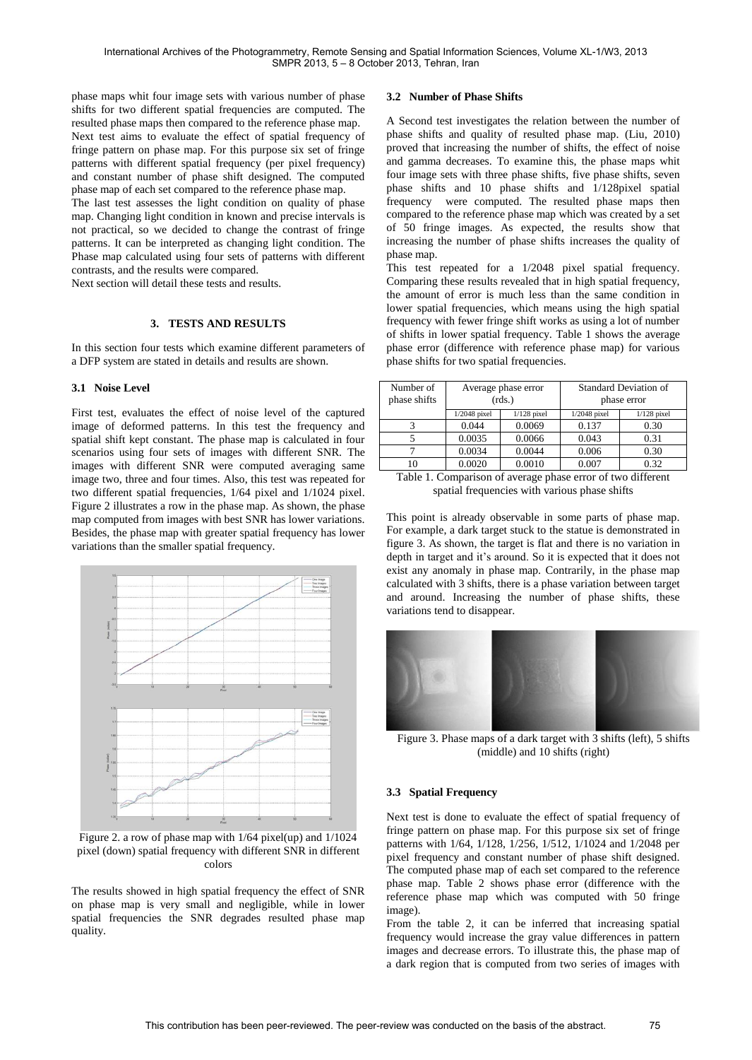phase maps whit four image sets with various number of phase shifts for two different spatial frequencies are computed. The resulted phase maps then compared to the reference phase map.
Next test aims to evaluate the effect of spatial frequency of fringe pattern on phase map. For this purpose six set of fringe patterns with different spatial frequency (per pixel frequency) and constant number of phase shift designed. The computed phase map of each set compared to the reference phase map.
The last test assesses the light condition on quality of phase map. Changing light condition in known and precise intervals is not practical, so we decided to change the contrast of fringe patterns. It can be interpreted as changing light condition. The Phase map calculated using four sets of patterns with different contrasts, and the results were compared.
Next section will detail these tests and results.

## 3. TESTS AND RESULTS

In this section four tests which examine different parameters of a DFP system are stated in details and results are shown.

### 3.1 Noise Level

First test, evaluates the effect of noise level of the captured image of deformed patterns. In this test the frequency and spatial shift kept constant. The phase map is calculated in four scenarios using four sets of images with different SNR. The images with different SNR were computed averaging same image two, three and four times. Also, this test was repeated for two different spatial frequencies, 1/64 pixel and 1/1024 pixel. Figure 2 illustrates a row in the phase map. As shown, the phase map computed from images with best SNR has lower variations. Besides, the phase map with greater spatial frequency has lower variations than the smaller spatial frequency.

Figure 2. a row of phase map with 1/64 pixel(up) and 1/1024 pixel (down) spatial frequency with different SNR in different colors

The results showed in high spatial frequency the effect of SNR on phase map is very small and negligible, while in lower spatial frequencies the SNR degrades resulted phase map quality.

### 3.2 Number of Phase Shifts

A Second test investigates the relation between the number of phase shifts and quality of resulted phase map. (Liu, 2010) proved that increasing the number of shifts, the effect of noise and gamma decreases. To examine this, the phase maps whit four image sets with three phase shifts, five phase shifts, seven phase shifts and 10 phase shifts and 1/128pixel spatial frequency were computed. The resulted phase maps then compared to the reference phase map which was created by a set of 50 fringe images. As expected, the results show that increasing the number of phase shifts increases the quality of phase map.
This test repeated for a 1/2048 pixel spatial frequency. Comparing these results revealed that in high spatial frequency, the amount of error is much less than the same condition in lower spatial frequencies, which means using the high spatial frequency with fewer fringe shift works as using a lot of number of shifts in lower spatial frequency. Table 1 shows the average phase error (difference with reference phase map) for various phase shifts for two spatial frequencies.

| Number of phase shifts | Average phase error (rds.) | | Standard Deviation of phase error | |
|---|---|---|---|---|
| | 1/2048 pixel | 1/128 pixel | 1/2048 pixel | 1/128 pixel |
| 3 | 0.044 | 0.0069 | 0.137 | 0.30 |
| 5 | 0.0035 | 0.0066 | 0.043 | 0.31 |
| 7 | 0.0034 | 0.0044 | 0.006 | 0.30 |
| 10 | 0.0020 | 0.0010 | 0.007 | 0.32 |

Table 1. Comparison of average phase error of two different spatial frequencies with various phase shifts

This point is already observable in some parts of phase map. For example, a dark target stuck to the statue is demonstrated in figure 3. As shown, the target is flat and there is no variation in depth in target and it's around. So it is expected that it does not exist any anomaly in phase map. Contrarily, in the phase map calculated with 3 shifts, there is a phase variation between target and around. Increasing the number of phase shifts, these variations tend to disappear.

Figure 3. Phase maps of a dark target with 3 shifts (left), 5 shifts (middle) and 10 shifts (right)

### 3.3 Spatial Frequency

Next test is done to evaluate the effect of spatial frequency of fringe pattern on phase map. For this purpose six set of fringe patterns with 1/64, 1/128, 1/256, 1/512, 1/1024 and 1/2048 per pixel frequency and constant number of phase shift designed. The computed phase map of each set compared to the reference phase map. Table 2 shows phase error (difference with the reference phase map which was computed with 50 fringe image).
From the table 2, it can be inferred that increasing spatial frequency would increase the gray value differences in pattern images and decrease errors. To illustrate this, the phase map of a dark region that is computed from two series of images with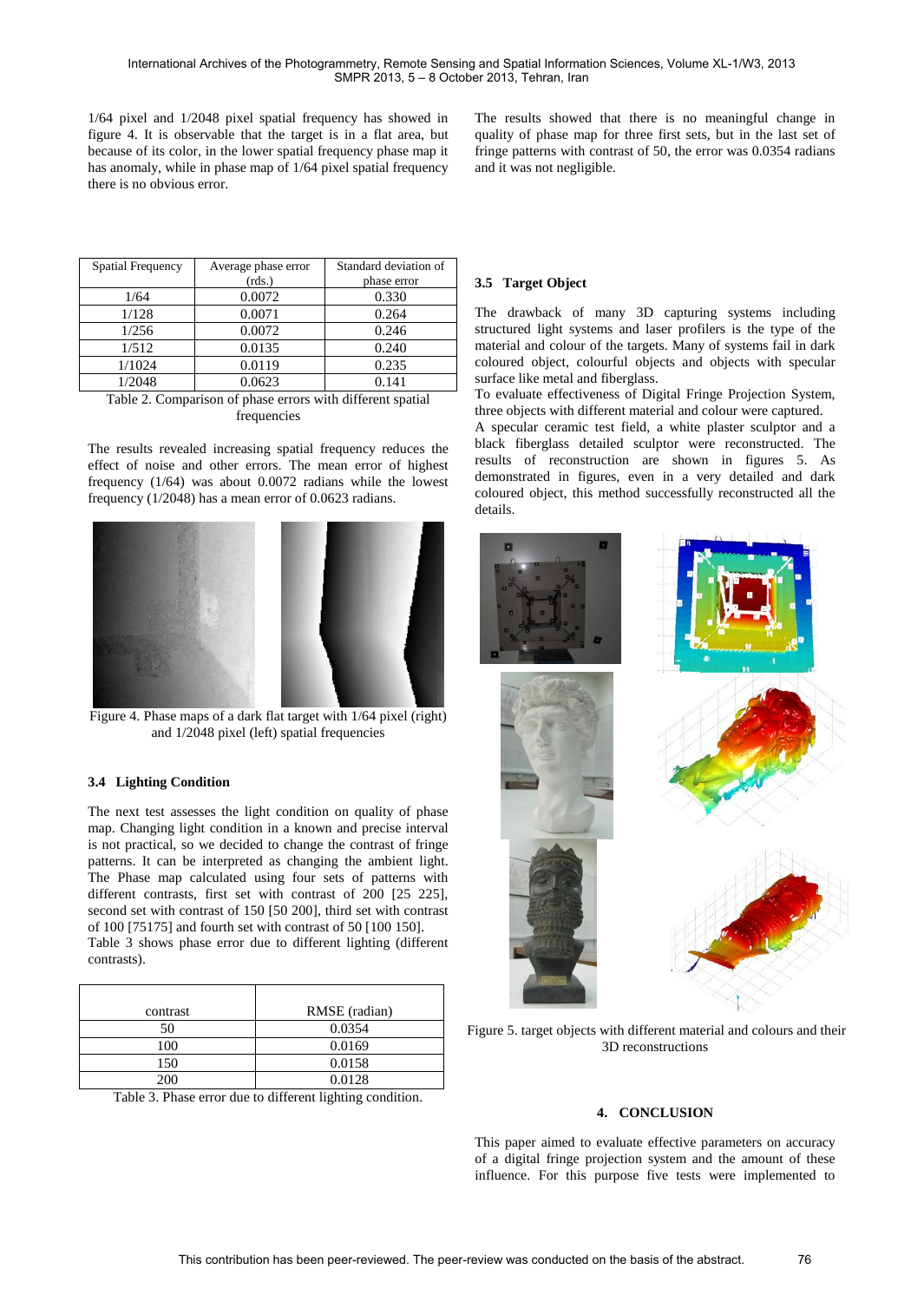1/64 pixel and 1/2048 pixel spatial frequency has showed in figure 4. It is observable that the target is in a flat area, but because of its color, in the lower spatial frequency phase map it has anomaly, while in phase map of 1/64 pixel spatial frequency there is no obvious error.

| Spatial Frequency | Average phase error (rds.) | Standard deviation of phase error |
|---|---|---|
| 1/64 | 0.0072 | 0.330 |
| 1/128 | 0.0071 | 0.264 |
| 1/256 | 0.0072 | 0.246 |
| 1/512 | 0.0135 | 0.240 |
| 1/1024 | 0.0119 | 0.235 |
| 1/2048 | 0.0623 | 0.141 |

Table 2. Comparison of phase errors with different spatial frequencies

The results revealed increasing spatial frequency reduces the effect of noise and other errors. The mean error of highest frequency (1/64) was about 0.0072 radians while the lowest frequency (1/2048) has a mean error of 0.0623 radians.

Figure 4. Phase maps of a dark flat target with 1/64 pixel (right) and 1/2048 pixel (left) spatial frequencies

### 3.4 Lighting Condition

The next test assesses the light condition on quality of phase map. Changing light condition in a known and precise interval is not practical, so we decided to change the contrast of fringe patterns. It can be interpreted as changing the ambient light. The Phase map calculated using four sets of patterns with different contrasts, first set with contrast of 200 [25 225], second set with contrast of 150 [50 200], third set with contrast of 100 [75175] and fourth set with contrast of 50 [100 150].
Table 3 shows phase error due to different lighting (different contrasts).

| contrast | RMSE (radian) |
|---|---|
| 50 | 0.0354 |
| 100 | 0.0169 |
| 150 | 0.0158 |
| 200 | 0.0128 |

Table 3. Phase error due to different lighting condition.

The results showed that there is no meaningful change in quality of phase map for three first sets, but in the last set of fringe patterns with contrast of 50, the error was 0.0354 radians and it was not negligible.

### 3.5 Target Object

The drawback of many 3D capturing systems including structured light systems and laser profilers is the type of the material and colour of the targets. Many of systems fail in dark coloured object, colourful objects and objects with specular surface like metal and fiberglass.
To evaluate effectiveness of Digital Fringe Projection System, three objects with different material and colour were captured.
A specular ceramic test field, a white plaster sculptor and a black fiberglass detailed sculptor were reconstructed. The results of reconstruction are shown in figures 5. As demonstrated in figures, even in a very detailed and dark coloured object, this method successfully reconstructed all the details.

Figure 5. target objects with different material and colours and their 3D reconstructions

## 4. CONCLUSION

This paper aimed to evaluate effective parameters on accuracy of a digital fringe projection system and the amount of these influence. For this purpose five tests were implemented to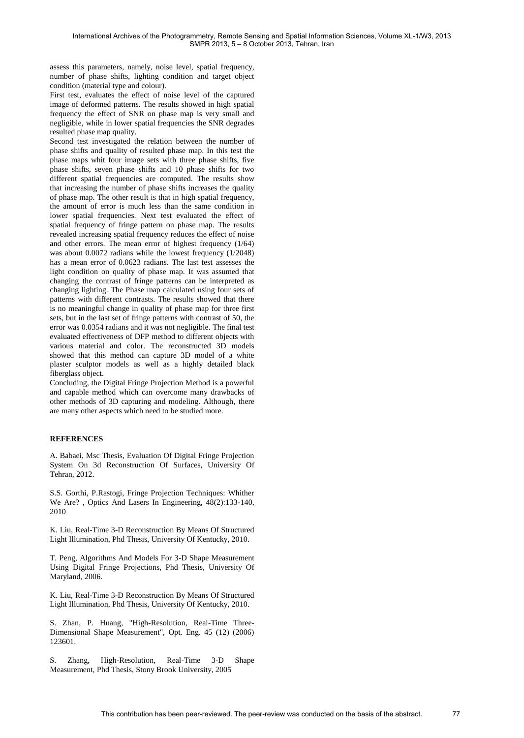assess this parameters, namely, noise level, spatial frequency, number of phase shifts, lighting condition and target object condition (material type and colour).

First test, evaluates the effect of noise level of the captured image of deformed patterns. The results showed in high spatial frequency the effect of SNR on phase map is very small and negligible, while in lower spatial frequencies the SNR degrades resulted phase map quality.

Second test investigated the relation between the number of phase shifts and quality of resulted phase map. In this test the phase maps whit four image sets with three phase shifts, five phase shifts, seven phase shifts and 10 phase shifts for two different spatial frequencies are computed. The results show that increasing the number of phase shifts increases the quality of phase map. The other result is that in high spatial frequency, the amount of error is much less than the same condition in lower spatial frequencies. Next test evaluated the effect of spatial frequency of fringe pattern on phase map. The results revealed increasing spatial frequency reduces the effect of noise and other errors. The mean error of highest frequency (1/64) was about 0.0072 radians while the lowest frequency (1/2048) has a mean error of 0.0623 radians. The last test assesses the light condition on quality of phase map. It was assumed that changing the contrast of fringe patterns can be interpreted as changing lighting. The Phase map calculated using four sets of patterns with different contrasts. The results showed that there is no meaningful change in quality of phase map for three first sets, but in the last set of fringe patterns with contrast of 50, the error was 0.0354 radians and it was not negligible. The final test evaluated effectiveness of DFP method to different objects with various material and color. The reconstructed 3D models showed that this method can capture 3D model of a white plaster sculptor models as well as a highly detailed black fiberglass object.

Concluding, the Digital Fringe Projection Method is a powerful and capable method which can overcome many drawbacks of other methods of 3D capturing and modeling. Although, there are many other aspects which need to be studied more.

## REFERENCES

A. Babaei, Msc Thesis, Evaluation Of Digital Fringe Projection System On 3d Reconstruction Of Surfaces, University Of Tehran, 2012.

S.S. Gorthi, P.Rastogi, Fringe Projection Techniques: Whither We Are? , Optics And Lasers In Engineering, 48(2):133-140, 2010

K. Liu, Real-Time 3-D Reconstruction By Means Of Structured Light Illumination, Phd Thesis, University Of Kentucky, 2010.

T. Peng, Algorithms And Models For 3-D Shape Measurement Using Digital Fringe Projections, Phd Thesis, University Of Maryland, 2006.

K. Liu, Real-Time 3-D Reconstruction By Means Of Structured Light Illumination, Phd Thesis, University Of Kentucky, 2010.

S. Zhan, P. Huang, "High-Resolution, Real-Time Three-Dimensional Shape Measurement", Opt. Eng. 45 (12) (2006) 123601.

S. Zhang, High-Resolution, Real-Time 3-D Shape Measurement, Phd Thesis, Stony Brook University, 2005

This contribution has been peer-reviewed. The peer-review was conducted on the basis of the abstract.